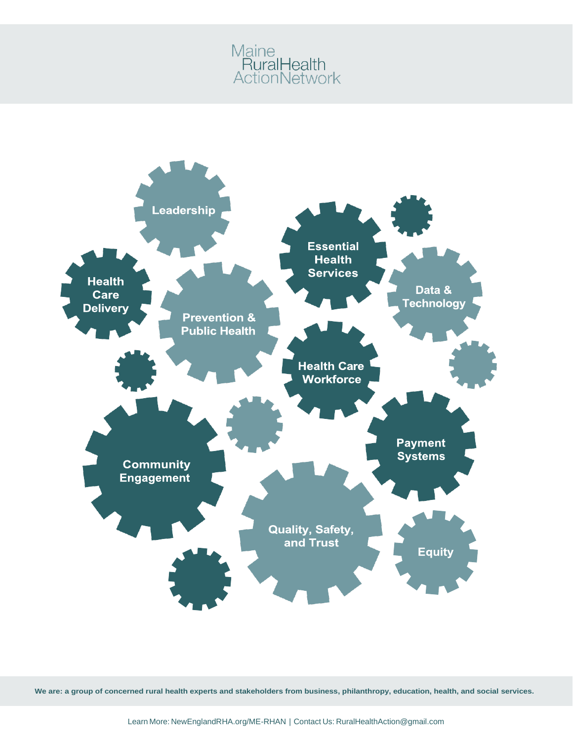# Maine RuralHealth ActionNetwork

- Leadership
- Health Care Delivery
- Prevention & Public Health
- Essential Health Services
- Data & Technology
- Health Care Workforce
- Community Engagement
- Payment Systems
- Quality, Safety, and Trust
- Equity

**We are: a group of concerned rural health experts and stakeholders from business, philanthropy, education, health, and social services.**

Learn More: NewEnglandRHA.org/ME-RHAN | Contact Us: RuralHealthAction@gmail.com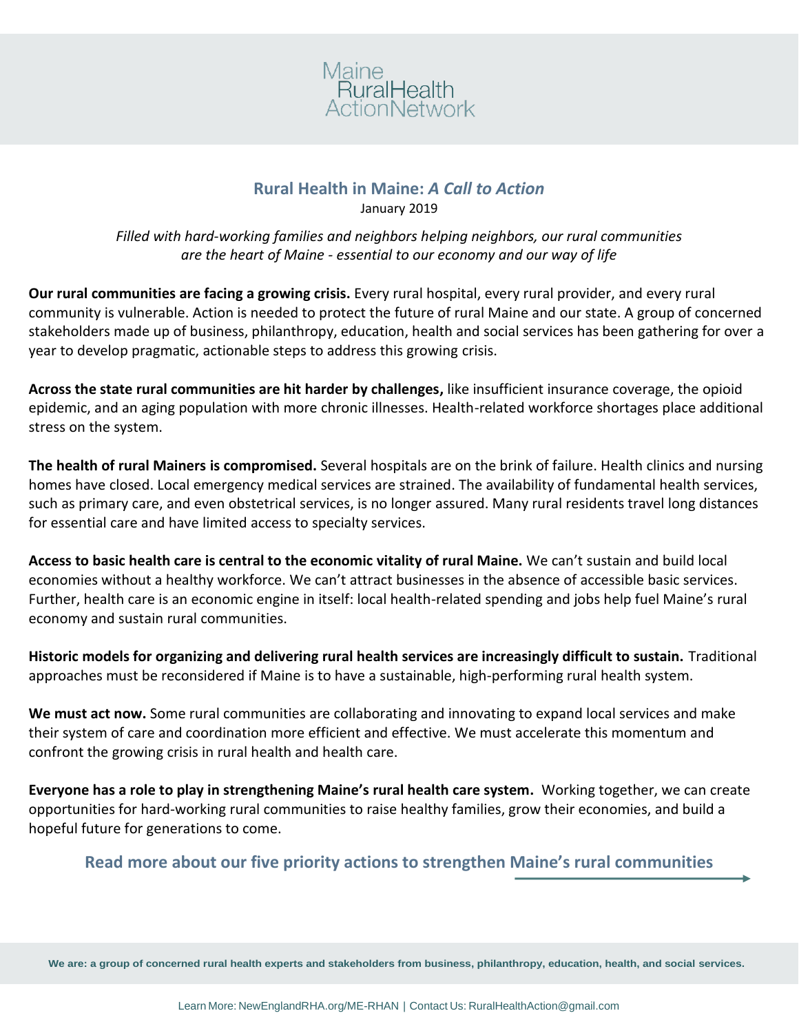Maine RuralHealth ActionNetwork

## Rural Health in Maine: *A Call to Action*

January 2019

*Filled with hard-working families and neighbors helping neighbors, our rural communities are the heart of Maine - essential to our economy and our way of life*

**Our rural communities are facing a growing crisis.** Every rural hospital, every rural provider, and every rural community is vulnerable. Action is needed to protect the future of rural Maine and our state. A group of concerned stakeholders made up of business, philanthropy, education, health and social services has been gathering for over a year to develop pragmatic, actionable steps to address this growing crisis.

**Across the state rural communities are hit harder by challenges,** like insufficient insurance coverage, the opioid epidemic, and an aging population with more chronic illnesses. Health-related workforce shortages place additional stress on the system.

**The health of rural Mainers is compromised.** Several hospitals are on the brink of failure. Health clinics and nursing homes have closed. Local emergency medical services are strained. The availability of fundamental health services, such as primary care, and even obstetrical services, is no longer assured. Many rural residents travel long distances for essential care and have limited access to specialty services.

**Access to basic health care is central to the economic vitality of rural Maine.** We can't sustain and build local economies without a healthy workforce. We can't attract businesses in the absence of accessible basic services. Further, health care is an economic engine in itself: local health-related spending and jobs help fuel Maine's rural economy and sustain rural communities.

**Historic models for organizing and delivering rural health services are increasingly difficult to sustain.** Traditional approaches must be reconsidered if Maine is to have a sustainable, high-performing rural health system.

**We must act now.** Some rural communities are collaborating and innovating to expand local services and make their system of care and coordination more efficient and effective. We must accelerate this momentum and confront the growing crisis in rural health and health care.

**Everyone has a role to play in strengthening Maine's rural health care system.** Working together, we can create opportunities for hard-working rural communities to raise healthy families, grow their economies, and build a hopeful future for generations to come.

**Read more about our five priority actions to strengthen Maine's rural communities**

**We are: a group of concerned rural health experts and stakeholders from business, philanthropy, education, health, and social services.**

Learn More: NewEnglandRHA.org/ME-RHAN | Contact Us: RuralHealthAction@gmail.com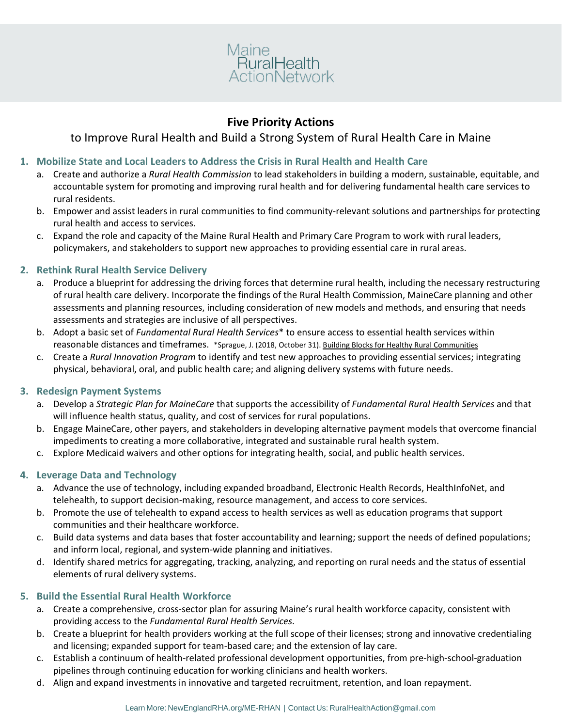Maine
RuralHealth
ActionNetwork

# Five Priority Actions

## to Improve Rural Health and Build a Strong System of Rural Health Care in Maine

### 1. Mobilize State and Local Leaders to Address the Crisis in Rural Health and Health Care

a. Create and authorize a *Rural Health Commission* to lead stakeholders in building a modern, sustainable, equitable, and accountable system for promoting and improving rural health and for delivering fundamental health care services to rural residents.

b. Empower and assist leaders in rural communities to find community-relevant solutions and partnerships for protecting rural health and access to services.

c. Expand the role and capacity of the Maine Rural Health and Primary Care Program to work with rural leaders, policymakers, and stakeholders to support new approaches to providing essential care in rural areas.

### 2. Rethink Rural Health Service Delivery

a. Produce a blueprint for addressing the driving forces that determine rural health, including the necessary restructuring of rural health care delivery. Incorporate the findings of the Rural Health Commission, MaineCare planning and other assessments and planning resources, including consideration of new models and methods, and ensuring that needs assessments and strategies are inclusive of all perspectives.

b. Adopt a basic set of *Fundamental Rural Health Services** to ensure access to essential health services within reasonable distances and timeframes. *Sprague, J. (2018, October 31). Building Blocks for Healthy Rural Communities

c. Create a *Rural Innovation Program* to identify and test new approaches to providing essential services; integrating physical, behavioral, oral, and public health care; and aligning delivery systems with future needs.

### 3. Redesign Payment Systems

a. Develop a *Strategic Plan for MaineCare* that supports the accessibility of *Fundamental Rural Health Services* and that will influence health status, quality, and cost of services for rural populations.

b. Engage MaineCare, other payers, and stakeholders in developing alternative payment models that overcome financial impediments to creating a more collaborative, integrated and sustainable rural health system.

c. Explore Medicaid waivers and other options for integrating health, social, and public health services.

### 4. Leverage Data and Technology

a. Advance the use of technology, including expanded broadband, Electronic Health Records, HealthInfoNet, and telehealth, to support decision-making, resource management, and access to core services.

b. Promote the use of telehealth to expand access to health services as well as education programs that support communities and their healthcare workforce.

c. Build data systems and data bases that foster accountability and learning; support the needs of defined populations; and inform local, regional, and system-wide planning and initiatives.

d. Identify shared metrics for aggregating, tracking, analyzing, and reporting on rural needs and the status of essential elements of rural delivery systems.

### 5. Build the Essential Rural Health Workforce

a. Create a comprehensive, cross-sector plan for assuring Maine's rural health workforce capacity, consistent with providing access to the *Fundamental Rural Health Services.*

b. Create a blueprint for health providers working at the full scope of their licenses; strong and innovative credentialing and licensing; expanded support for team-based care; and the extension of lay care.

c. Establish a continuum of health-related professional development opportunities, from pre-high-school-graduation pipelines through continuing education for working clinicians and health workers.

d. Align and expand investments in innovative and targeted recruitment, retention, and loan repayment.

Learn More: NewEnglandRHA.org/ME-RHAN | Contact Us: RuralHealthAction@gmail.com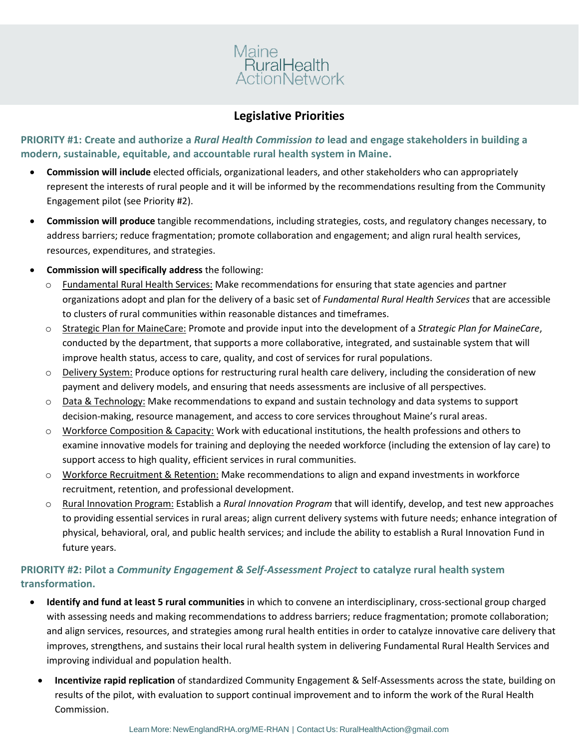Maine RuralHealth ActionNetwork

## Legislative Priorities

### PRIORITY #1: Create and authorize a *Rural Health Commission to* lead and engage stakeholders in building a modern, sustainable, equitable, and accountable rural health system in Maine.

- **Commission will include** elected officials, organizational leaders, and other stakeholders who can appropriately represent the interests of rural people and it will be informed by the recommendations resulting from the Community Engagement pilot (see Priority #2).
- **Commission will produce** tangible recommendations, including strategies, costs, and regulatory changes necessary, to address barriers; reduce fragmentation; promote collaboration and engagement; and align rural health services, resources, expenditures, and strategies.
- **Commission will specifically address** the following:
  - <u>Fundamental Rural Health Services:</u> Make recommendations for ensuring that state agencies and partner organizations adopt and plan for the delivery of a basic set of *Fundamental Rural Health Services* that are accessible to clusters of rural communities within reasonable distances and timeframes.
  - <u>Strategic Plan for MaineCare:</u> Promote and provide input into the development of a *Strategic Plan for MaineCare*, conducted by the department, that supports a more collaborative, integrated, and sustainable system that will improve health status, access to care, quality, and cost of services for rural populations.
  - <u>Delivery System:</u> Produce options for restructuring rural health care delivery, including the consideration of new payment and delivery models, and ensuring that needs assessments are inclusive of all perspectives.
  - <u>Data & Technology:</u> Make recommendations to expand and sustain technology and data systems to support decision-making, resource management, and access to core services throughout Maine's rural areas.
  - <u>Workforce Composition & Capacity:</u> Work with educational institutions, the health professions and others to examine innovative models for training and deploying the needed workforce (including the extension of lay care) to support access to high quality, efficient services in rural communities.
  - <u>Workforce Recruitment & Retention:</u> Make recommendations to align and expand investments in workforce recruitment, retention, and professional development.
  - <u>Rural Innovation Program:</u> Establish a *Rural Innovation Program* that will identify, develop, and test new approaches to providing essential services in rural areas; align current delivery systems with future needs; enhance integration of physical, behavioral, oral, and public health services; and include the ability to establish a Rural Innovation Fund in future years.

### PRIORITY #2: Pilot a *Community Engagement & Self-Assessment Project* to catalyze rural health system transformation.

- **Identify and fund at least 5 rural communities** in which to convene an interdisciplinary, cross-sectional group charged with assessing needs and making recommendations to address barriers; reduce fragmentation; promote collaboration; and align services, resources, and strategies among rural health entities in order to catalyze innovative care delivery that improves, strengthens, and sustains their local rural health system in delivering Fundamental Rural Health Services and improving individual and population health.
- **Incentivize rapid replication** of standardized Community Engagement & Self-Assessments across the state, building on results of the pilot, with evaluation to support continual improvement and to inform the work of the Rural Health Commission.

Learn More: NewEnglandRHA.org/ME-RHAN | Contact Us: RuralHealthAction@gmail.com